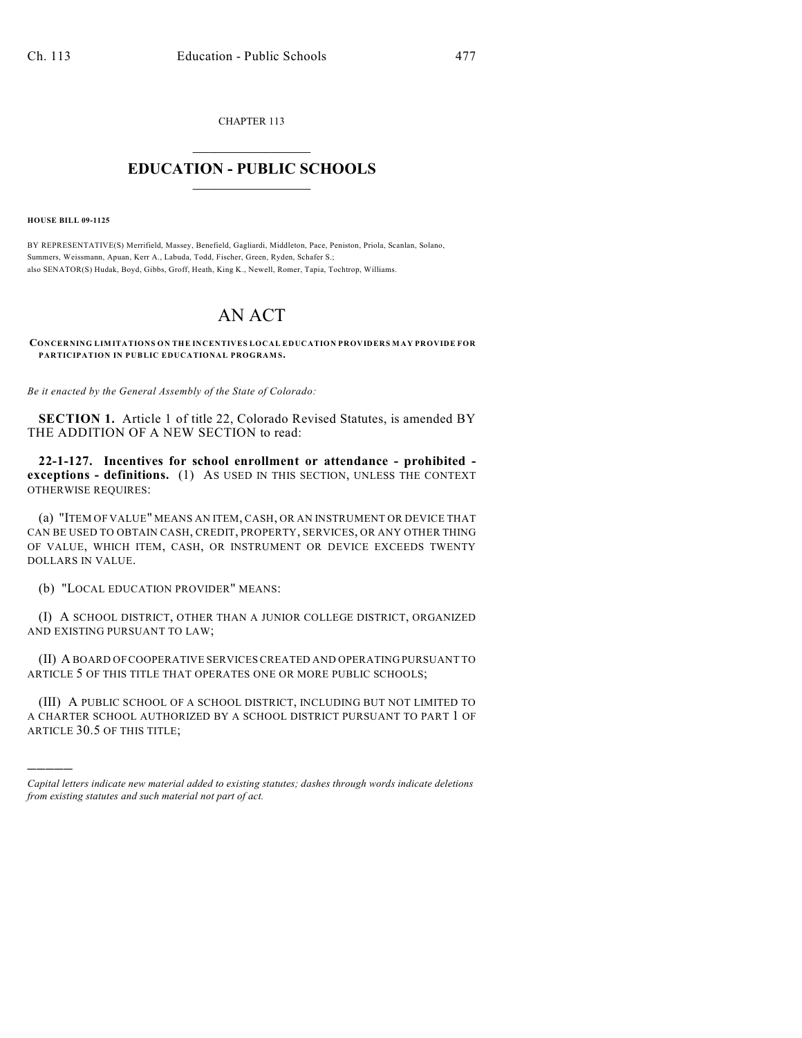CHAPTER 113

# EDUCATION - PUBLIC SCHOOLS

**HOUSE BILL 09-1125**

BY REPRESENTATIVE(S) Merrifield, Massey, Benefield, Gagliardi, Middleton, Pace, Peniston, Priola, Scanlan, Solano, Summers, Weissmann, Apuan, Kerr A., Labuda, Todd, Fischer, Green, Ryden, Schafer S.;
also SENATOR(S) Hudak, Boyd, Gibbs, Groff, Heath, King K., Newell, Romer, Tapia, Tochtrop, Williams.

# AN ACT

**CONCERNING LIMITATIONS ON THE INCENTIVES LOCAL EDUCATION PROVIDERS MAY PROVIDE FOR PARTICIPATION IN PUBLIC EDUCATIONAL PROGRAMS.**

*Be it enacted by the General Assembly of the State of Colorado:*

**SECTION 1.** Article 1 of title 22, Colorado Revised Statutes, is amended BY THE ADDITION OF A NEW SECTION to read:

**22-1-127. Incentives for school enrollment or attendance - prohibited - exceptions - definitions.** (1) AS USED IN THIS SECTION, UNLESS THE CONTEXT OTHERWISE REQUIRES:

(a) "ITEM OF VALUE" MEANS AN ITEM, CASH, OR AN INSTRUMENT OR DEVICE THAT CAN BE USED TO OBTAIN CASH, CREDIT, PROPERTY, SERVICES, OR ANY OTHER THING OF VALUE, WHICH ITEM, CASH, OR INSTRUMENT OR DEVICE EXCEEDS TWENTY DOLLARS IN VALUE.

(b) "LOCAL EDUCATION PROVIDER" MEANS:

(I) A SCHOOL DISTRICT, OTHER THAN A JUNIOR COLLEGE DISTRICT, ORGANIZED AND EXISTING PURSUANT TO LAW;

(II) A BOARD OF COOPERATIVE SERVICES CREATED AND OPERATING PURSUANT TO ARTICLE 5 OF THIS TITLE THAT OPERATES ONE OR MORE PUBLIC SCHOOLS;

(III) A PUBLIC SCHOOL OF A SCHOOL DISTRICT, INCLUDING BUT NOT LIMITED TO A CHARTER SCHOOL AUTHORIZED BY A SCHOOL DISTRICT PURSUANT TO PART 1 OF ARTICLE 30.5 OF THIS TITLE;

---

*Capital letters indicate new material added to existing statutes; dashes through words indicate deletions from existing statutes and such material not part of act.*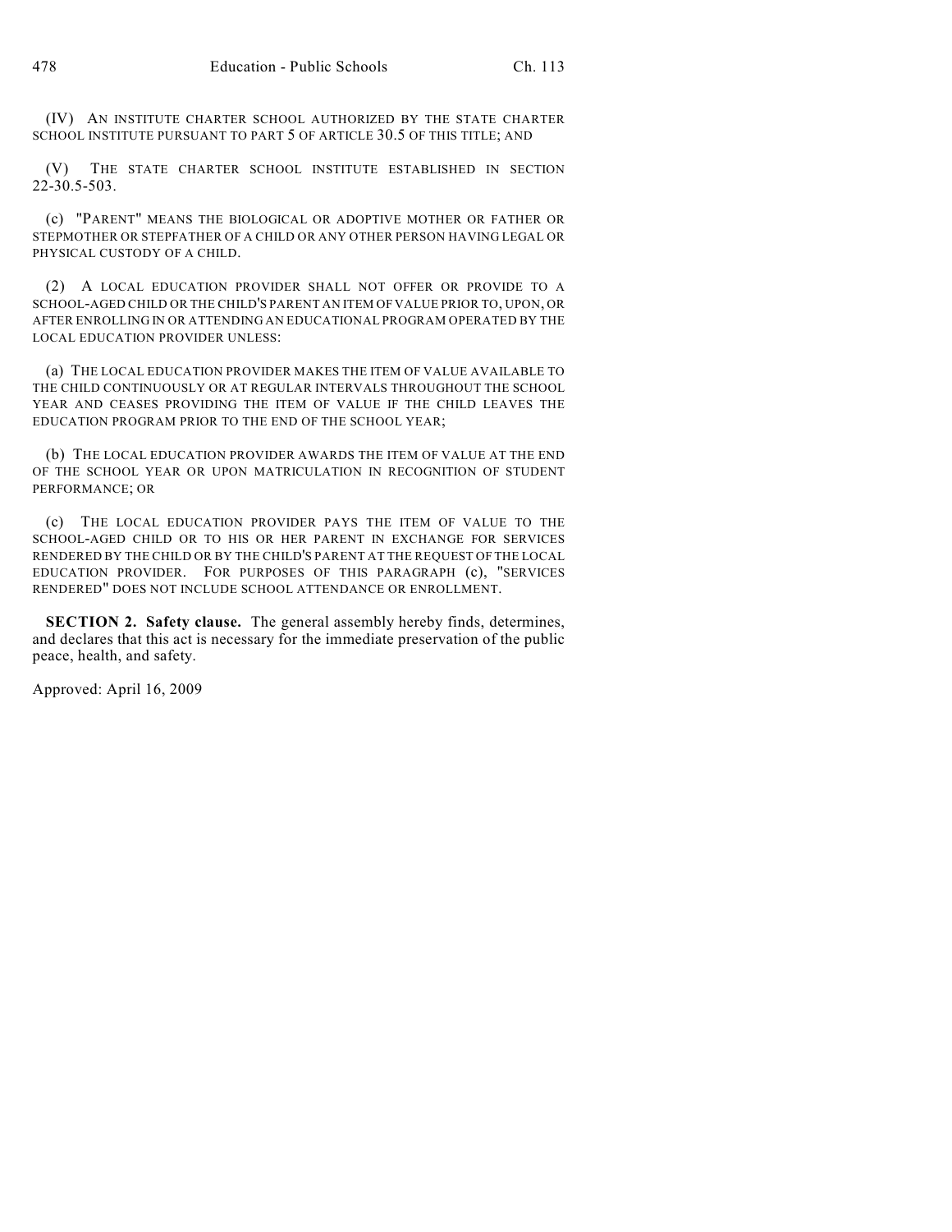(IV) AN INSTITUTE CHARTER SCHOOL AUTHORIZED BY THE STATE CHARTER SCHOOL INSTITUTE PURSUANT TO PART 5 OF ARTICLE 30.5 OF THIS TITLE; AND

(V) THE STATE CHARTER SCHOOL INSTITUTE ESTABLISHED IN SECTION 22-30.5-503.

(c) "PARENT" MEANS THE BIOLOGICAL OR ADOPTIVE MOTHER OR FATHER OR STEPMOTHER OR STEPFATHER OF A CHILD OR ANY OTHER PERSON HAVING LEGAL OR PHYSICAL CUSTODY OF A CHILD.

(2) A LOCAL EDUCATION PROVIDER SHALL NOT OFFER OR PROVIDE TO A SCHOOL-AGED CHILD OR THE CHILD'S PARENT AN ITEM OF VALUE PRIOR TO, UPON, OR AFTER ENROLLING IN OR ATTENDING AN EDUCATIONAL PROGRAM OPERATED BY THE LOCAL EDUCATION PROVIDER UNLESS:

(a) THE LOCAL EDUCATION PROVIDER MAKES THE ITEM OF VALUE AVAILABLE TO THE CHILD CONTINUOUSLY OR AT REGULAR INTERVALS THROUGHOUT THE SCHOOL YEAR AND CEASES PROVIDING THE ITEM OF VALUE IF THE CHILD LEAVES THE EDUCATION PROGRAM PRIOR TO THE END OF THE SCHOOL YEAR;

(b) THE LOCAL EDUCATION PROVIDER AWARDS THE ITEM OF VALUE AT THE END OF THE SCHOOL YEAR OR UPON MATRICULATION IN RECOGNITION OF STUDENT PERFORMANCE; OR

(c) THE LOCAL EDUCATION PROVIDER PAYS THE ITEM OF VALUE TO THE SCHOOL-AGED CHILD OR TO HIS OR HER PARENT IN EXCHANGE FOR SERVICES RENDERED BY THE CHILD OR BY THE CHILD'S PARENT AT THE REQUEST OF THE LOCAL EDUCATION PROVIDER. FOR PURPOSES OF THIS PARAGRAPH (c), "SERVICES RENDERED" DOES NOT INCLUDE SCHOOL ATTENDANCE OR ENROLLMENT.

**SECTION 2. Safety clause.** The general assembly hereby finds, determines, and declares that this act is necessary for the immediate preservation of the public peace, health, and safety.

Approved: April 16, 2009